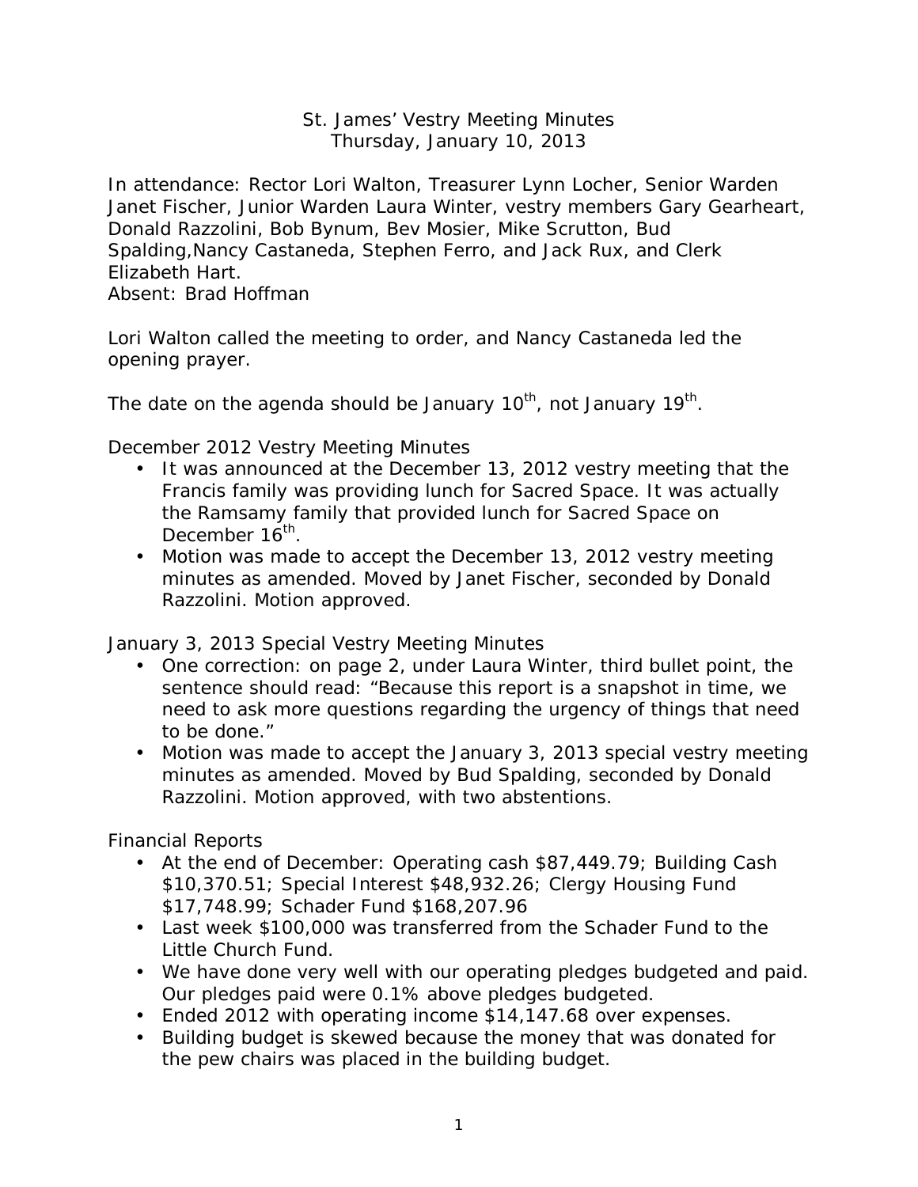# St. James' Vestry Meeting Minutes
## Thursday, January 10, 2013

In attendance: Rector Lori Walton, Treasurer Lynn Locher, Senior Warden Janet Fischer, Junior Warden Laura Winter, vestry members Gary Gearheart, Donald Razzolini, Bob Bynum, Bev Mosier, Mike Scrutton, Bud Spalding,Nancy Castaneda, Stephen Ferro, and Jack Rux, and Clerk Elizabeth Hart.
Absent: Brad Hoffman

Lori Walton called the meeting to order, and Nancy Castaneda led the opening prayer.

The date on the agenda should be January 10th, not January 19th.

December 2012 Vestry Meeting Minutes

- It was announced at the December 13, 2012 vestry meeting that the Francis family was providing lunch for Sacred Space. It was actually the Ramsamy family that provided lunch for Sacred Space on December 16th.
- Motion was made to accept the December 13, 2012 vestry meeting minutes as amended. Moved by Janet Fischer, seconded by Donald Razzolini. Motion approved.

January 3, 2013 Special Vestry Meeting Minutes

- One correction: on page 2, under Laura Winter, third bullet point, the sentence should read: "Because this report is a snapshot in time, we need to ask more questions regarding the urgency of things that need to be done."
- Motion was made to accept the January 3, 2013 special vestry meeting minutes as amended. Moved by Bud Spalding, seconded by Donald Razzolini. Motion approved, with two abstentions.

Financial Reports

- At the end of December: Operating cash $87,449.79; Building Cash $10,370.51; Special Interest $48,932.26; Clergy Housing Fund $17,748.99; Schader Fund $168,207.96
- Last week $100,000 was transferred from the Schader Fund to the Little Church Fund.
- We have done very well with our operating pledges budgeted and paid. Our pledges paid were 0.1% above pledges budgeted.
- Ended 2012 with operating income $14,147.68 over expenses.
- Building budget is skewed because the money that was donated for the pew chairs was placed in the building budget.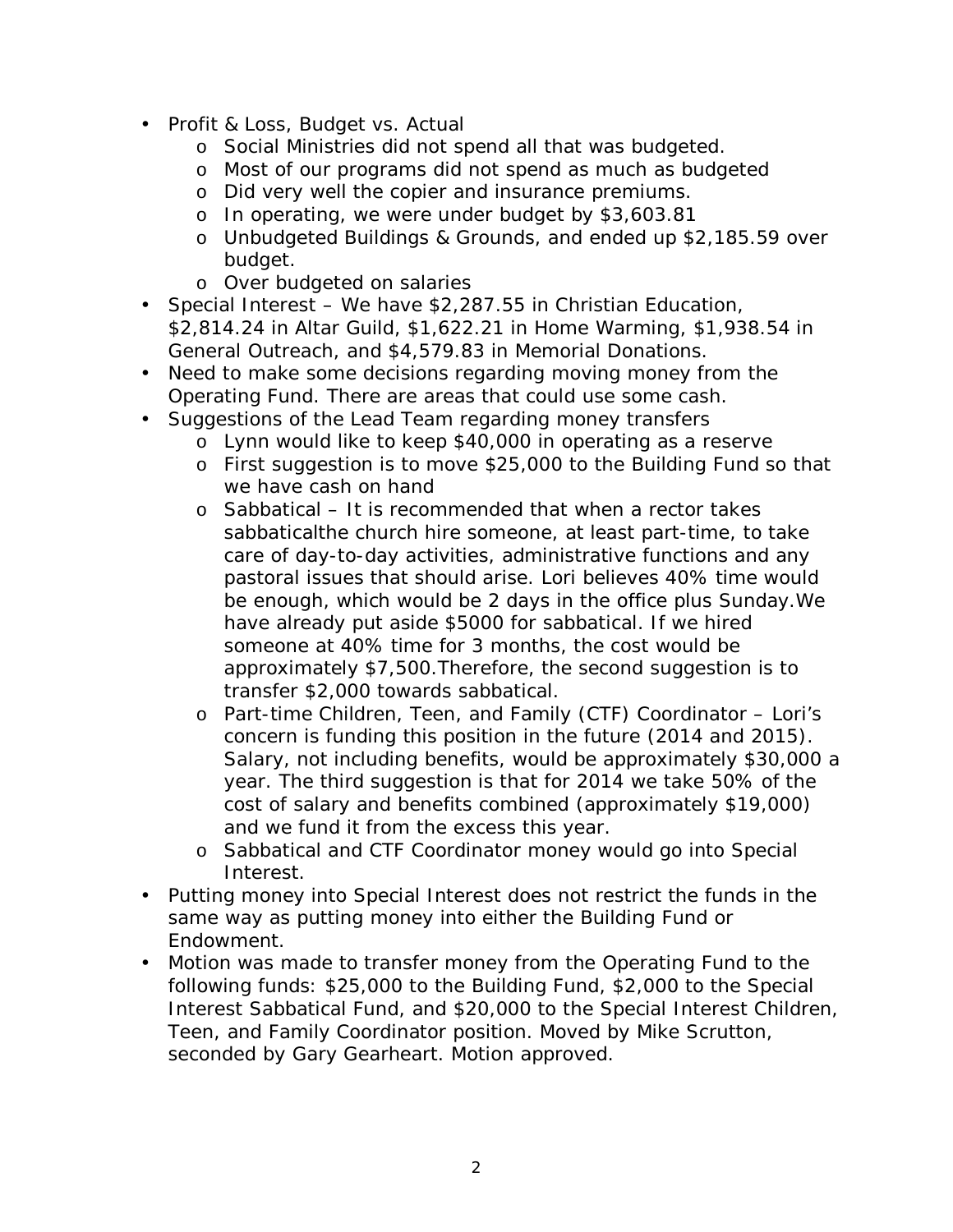- Profit & Loss, Budget vs. Actual
  - Social Ministries did not spend all that was budgeted.
  - Most of our programs did not spend as much as budgeted
  - Did very well the copier and insurance premiums.
  - In operating, we were under budget by $3,603.81
  - Unbudgeted Buildings & Grounds, and ended up $2,185.59 over budget.
  - Over budgeted on salaries
- Special Interest – We have $2,287.55 in Christian Education, $2,814.24 in Altar Guild, $1,622.21 in Home Warming, $1,938.54 in General Outreach, and $4,579.83 in Memorial Donations.
- Need to make some decisions regarding moving money from the Operating Fund. There are areas that could use some cash.
- Suggestions of the Lead Team regarding money transfers
  - Lynn would like to keep $40,000 in operating as a reserve
  - First suggestion is to move $25,000 to the Building Fund so that we have cash on hand
  - Sabbatical – It is recommended that when a rector takes sabbaticalthe church hire someone, at least part-time, to take care of day-to-day activities, administrative functions and any pastoral issues that should arise. Lori believes 40% time would be enough, which would be 2 days in the office plus Sunday.We have already put aside $5000 for sabbatical. If we hired someone at 40% time for 3 months, the cost would be approximately $7,500.Therefore, the second suggestion is to transfer $2,000 towards sabbatical.
  - Part-time Children, Teen, and Family (CTF) Coordinator – Lori's concern is funding this position in the future (2014 and 2015). Salary, not including benefits, would be approximately $30,000 a year. The third suggestion is that for 2014 we take 50% of the cost of salary and benefits combined (approximately $19,000) and we fund it from the excess this year.
  - Sabbatical and CTF Coordinator money would go into Special Interest.
- Putting money into Special Interest does not restrict the funds in the same way as putting money into either the Building Fund or Endowment.
- Motion was made to transfer money from the Operating Fund to the following funds: $25,000 to the Building Fund, $2,000 to the Special Interest Sabbatical Fund, and $20,000 to the Special Interest Children, Teen, and Family Coordinator position. Moved by Mike Scrutton, seconded by Gary Gearheart. Motion approved.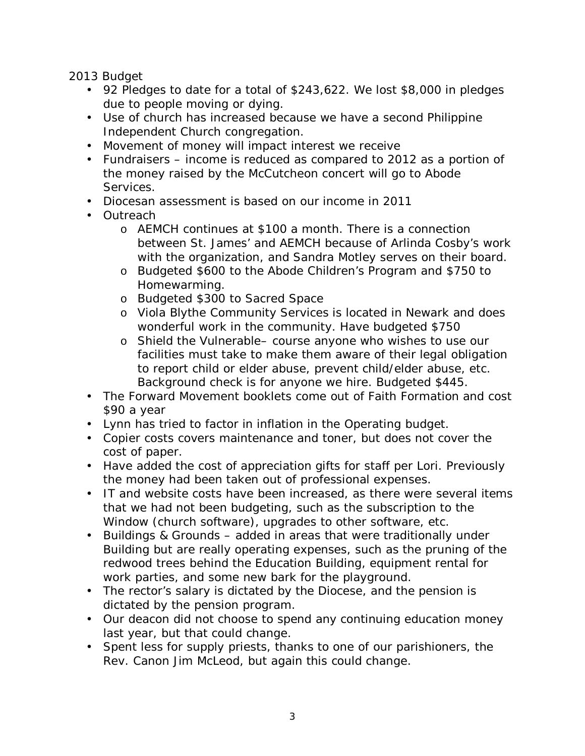2013 Budget

- 92 Pledges to date for a total of $243,622. We lost $8,000 in pledges due to people moving or dying.
- Use of church has increased because we have a second Philippine Independent Church congregation.
- Movement of money will impact interest we receive
- Fundraisers – income is reduced as compared to 2012 as a portion of the money raised by the McCutcheon concert will go to Abode Services.
- Diocesan assessment is based on our income in 2011
- Outreach
  - AEMCH continues at $100 a month. There is a connection between St. James' and AEMCH because of Arlinda Cosby's work with the organization, and Sandra Motley serves on their board.
  - Budgeted $600 to the Abode Children's Program and $750 to Homewarming.
  - Budgeted $300 to Sacred Space
  - Viola Blythe Community Services is located in Newark and does wonderful work in the community. Have budgeted $750
  - Shield the Vulnerable– course anyone who wishes to use our facilities must take to make them aware of their legal obligation to report child or elder abuse, prevent child/elder abuse, etc. Background check is for anyone we hire. Budgeted $445.
- The Forward Movement booklets come out of Faith Formation and cost $90 a year
- Lynn has tried to factor in inflation in the Operating budget.
- Copier costs covers maintenance and toner, but does not cover the cost of paper.
- Have added the cost of appreciation gifts for staff per Lori. Previously the money had been taken out of professional expenses.
- IT and website costs have been increased, as there were several items that we had not been budgeting, such as the subscription to the Window (church software), upgrades to other software, etc.
- Buildings & Grounds – added in areas that were traditionally under Building but are really operating expenses, such as the pruning of the redwood trees behind the Education Building, equipment rental for work parties, and some new bark for the playground.
- The rector's salary is dictated by the Diocese, and the pension is dictated by the pension program.
- Our deacon did not choose to spend any continuing education money last year, but that could change.
- Spent less for supply priests, thanks to one of our parishioners, the Rev. Canon Jim McLeod, but again this could change.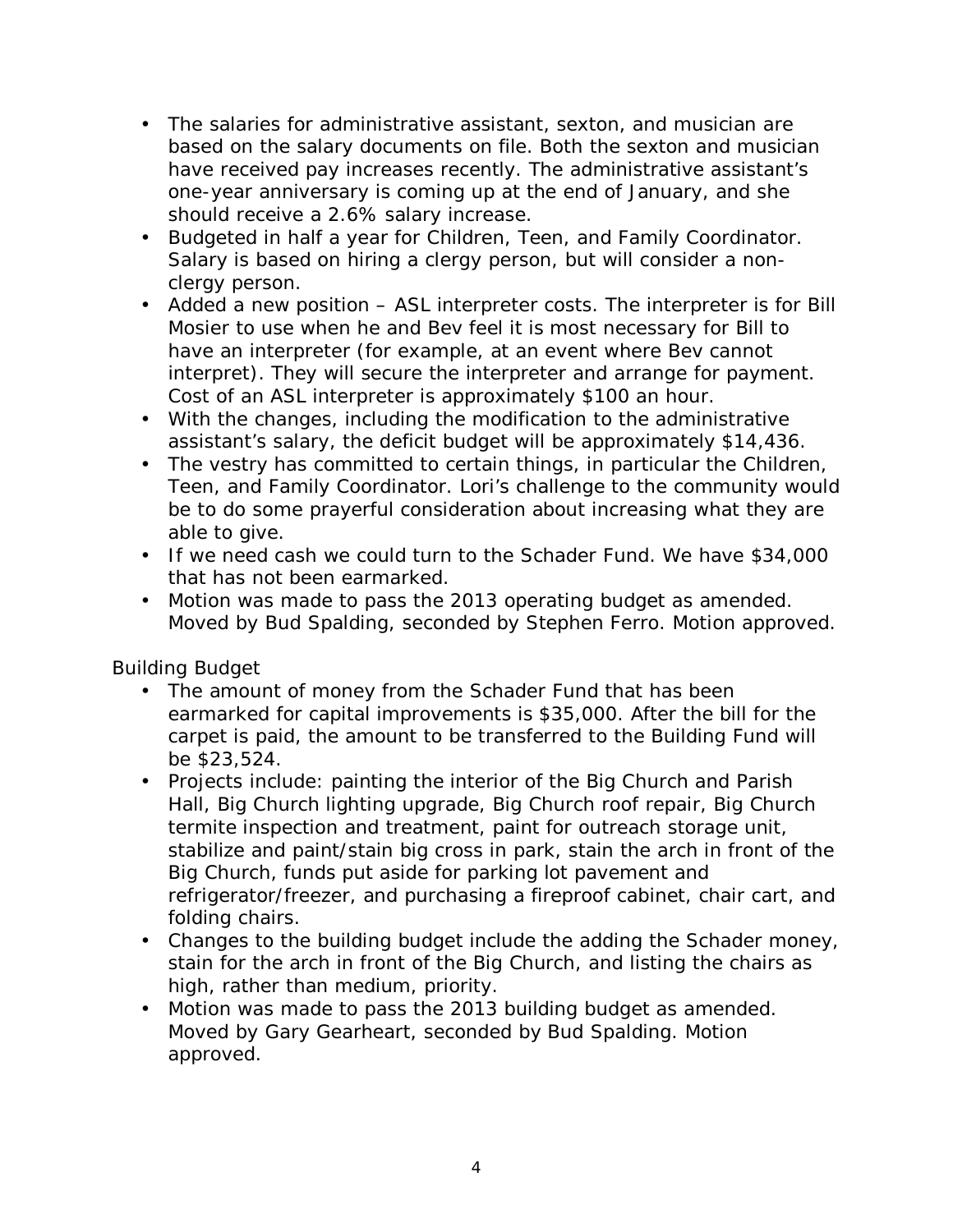- The salaries for administrative assistant, sexton, and musician are based on the salary documents on file. Both the sexton and musician have received pay increases recently. The administrative assistant's one-year anniversary is coming up at the end of January, and she should receive a 2.6% salary increase.
- Budgeted in half a year for Children, Teen, and Family Coordinator. Salary is based on hiring a clergy person, but will consider a non-clergy person.
- Added a new position – ASL interpreter costs. The interpreter is for Bill Mosier to use when he and Bev feel it is most necessary for Bill to have an interpreter (for example, at an event where Bev cannot interpret). They will secure the interpreter and arrange for payment. Cost of an ASL interpreter is approximately $100 an hour.
- With the changes, including the modification to the administrative assistant's salary, the deficit budget will be approximately $14,436.
- The vestry has committed to certain things, in particular the Children, Teen, and Family Coordinator. Lori's challenge to the community would be to do some prayerful consideration about increasing what they are able to give.
- If we need cash we could turn to the Schader Fund. We have $34,000 that has not been earmarked.
- Motion was made to pass the 2013 operating budget as amended. Moved by Bud Spalding, seconded by Stephen Ferro. Motion approved.

Building Budget

- The amount of money from the Schader Fund that has been earmarked for capital improvements is $35,000. After the bill for the carpet is paid, the amount to be transferred to the Building Fund will be $23,524.
- Projects include: painting the interior of the Big Church and Parish Hall, Big Church lighting upgrade, Big Church roof repair, Big Church termite inspection and treatment, paint for outreach storage unit, stabilize and paint/stain big cross in park, stain the arch in front of the Big Church, funds put aside for parking lot pavement and refrigerator/freezer, and purchasing a fireproof cabinet, chair cart, and folding chairs.
- Changes to the building budget include the adding the Schader money, stain for the arch in front of the Big Church, and listing the chairs as high, rather than medium, priority.
- Motion was made to pass the 2013 building budget as amended. Moved by Gary Gearheart, seconded by Bud Spalding. Motion approved.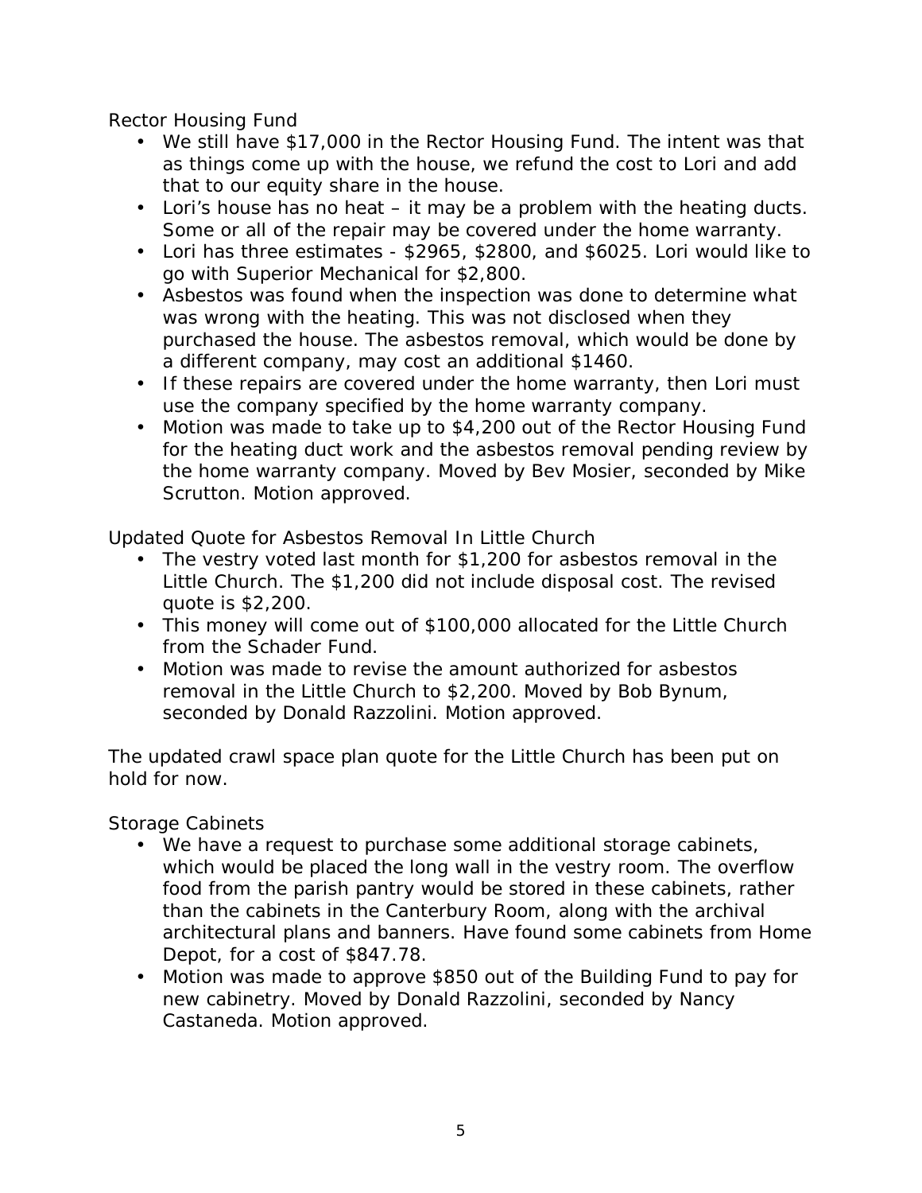Rector Housing Fund

- We still have $17,000 in the Rector Housing Fund. The intent was that as things come up with the house, we refund the cost to Lori and add that to our equity share in the house.
- Lori's house has no heat – it may be a problem with the heating ducts. Some or all of the repair may be covered under the home warranty.
- Lori has three estimates - $2965, $2800, and $6025. Lori would like to go with Superior Mechanical for $2,800.
- Asbestos was found when the inspection was done to determine what was wrong with the heating. This was not disclosed when they purchased the house. The asbestos removal, which would be done by a different company, may cost an additional $1460.
- If these repairs are covered under the home warranty, then Lori must use the company specified by the home warranty company.
- Motion was made to take up to $4,200 out of the Rector Housing Fund for the heating duct work and the asbestos removal pending review by the home warranty company. Moved by Bev Mosier, seconded by Mike Scrutton. Motion approved.

Updated Quote for Asbestos Removal In Little Church

- The vestry voted last month for $1,200 for asbestos removal in the Little Church. The $1,200 did not include disposal cost. The revised quote is $2,200.
- This money will come out of $100,000 allocated for the Little Church from the Schader Fund.
- Motion was made to revise the amount authorized for asbestos removal in the Little Church to $2,200. Moved by Bob Bynum, seconded by Donald Razzolini. Motion approved.

The updated crawl space plan quote for the Little Church has been put on hold for now.

Storage Cabinets

- We have a request to purchase some additional storage cabinets, which would be placed the long wall in the vestry room. The overflow food from the parish pantry would be stored in these cabinets, rather than the cabinets in the Canterbury Room, along with the archival architectural plans and banners. Have found some cabinets from Home Depot, for a cost of $847.78.
- Motion was made to approve $850 out of the Building Fund to pay for new cabinetry. Moved by Donald Razzolini, seconded by Nancy Castaneda. Motion approved.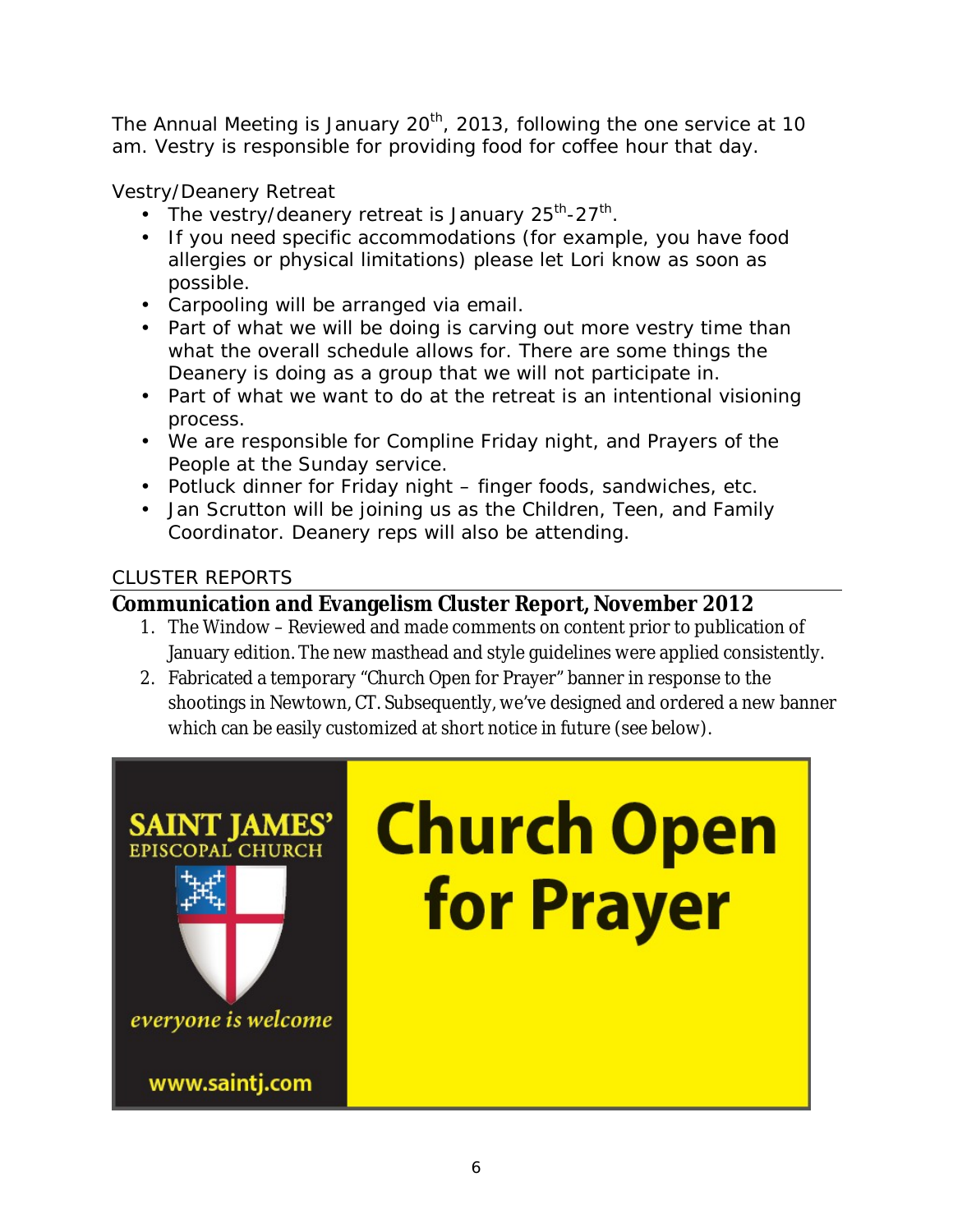The Annual Meeting is January 20th, 2013, following the one service at 10 am. Vestry is responsible for providing food for coffee hour that day.

Vestry/Deanery Retreat

- The vestry/deanery retreat is January 25th-27th.
- If you need specific accommodations (for example, you have food allergies or physical limitations) please let Lori know as soon as possible.
- Carpooling will be arranged via email.
- Part of what we will be doing is carving out more vestry time than what the overall schedule allows for. There are some things the Deanery is doing as a group that we will not participate in.
- Part of what we want to do at the retreat is an intentional visioning process.
- We are responsible for Compline Friday night, and Prayers of the People at the Sunday service.
- Potluck dinner for Friday night – finger foods, sandwiches, etc.
- Jan Scrutton will be joining us as the Children, Teen, and Family Coordinator. Deanery reps will also be attending.

## CLUSTER REPORTS

### Communication and Evangelism Cluster Report, November 2012

1. The Window – Reviewed and made comments on content prior to publication of January edition. The new masthead and style guidelines were applied consistently.
2. Fabricated a temporary "Church Open for Prayer" banner in response to the shootings in Newtown, CT. Subsequently, we've designed and ordered a new banner which can be easily customized at short notice in future (see below).

SAINT JAMES' EPISCOPAL CHURCH

*everyone is welcome*

www.saintj.com

**Church Open for Prayer**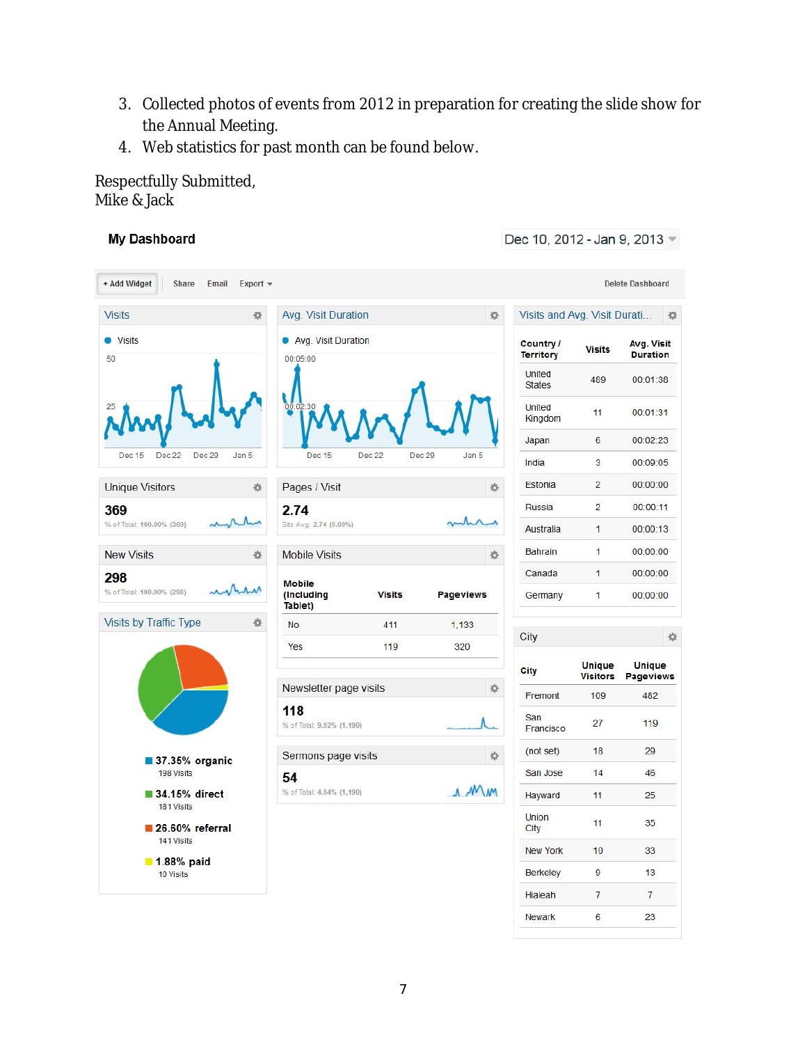3. Collected photos of events from 2012 in preparation for creating the slide show for the Annual Meeting.
4. Web statistics for past month can be found below.

Respectfully Submitted,
Mike & Jack

**My Dashboard** — Dec 10, 2012 - Jan 9, 2013

+ Add Widget | Share | Email | Export | Delete Dashboard

**Visits**

Visits: 50, 25 (chart Dec 15 – Jan 5)

**Avg. Visit Duration**

Avg. Visit Duration: 00:05:00, 00:02:30 (chart Dec 15 – Jan 5)

**Unique Visitors**

369

% of Total: 100.00% (369)

**Pages / Visit**

2.74

Site Avg: 2.74 (0.00%)

**New Visits**

298

% of Total: 100.00% (298)

**Mobile Visits**

| Mobile (Including Tablet) | Visits | Pageviews |
|---|---|---|
| No | 411 | 1,133 |
| Yes | 119 | 320 |

**Visits by Traffic Type**

- 37.35% organic — 198 Visits
- 34.15% direct — 181 Visits
- 26.60% referral — 141 Visits
- 1.88% paid — 10 Visits

**Newsletter page visits**

118

% of Total: 9.92% (1,190)

**Sermons page visits**

54

% of Total: 4.54% (1,190)

**Visits and Avg. Visit Durati...**

| Country / Territory | Visits | Avg. Visit Duration |
|---|---|---|
| United States | 489 | 00:01:38 |
| United Kingdom | 11 | 00:01:31 |
| Japan | 6 | 00:02:23 |
| India | 3 | 00:09:05 |
| Estonia | 2 | 00:00:00 |
| Russia | 2 | 00:00:11 |
| Australia | 1 | 00:00:13 |
| Bahrain | 1 | 00:00:00 |
| Canada | 1 | 00:00:00 |
| Germany | 1 | 00:00:00 |

**City**

| City | Unique Visitors | Unique Pageviews |
|---|---|---|
| Fremont | 109 | 482 |
| San Francisco | 27 | 119 |
| (not set) | 18 | 29 |
| San Jose | 14 | 46 |
| Hayward | 11 | 25 |
| Union City | 11 | 35 |
| New York | 10 | 33 |
| Berkeley | 9 | 13 |
| Hialeah | 7 | 7 |
| Newark | 6 | 23 |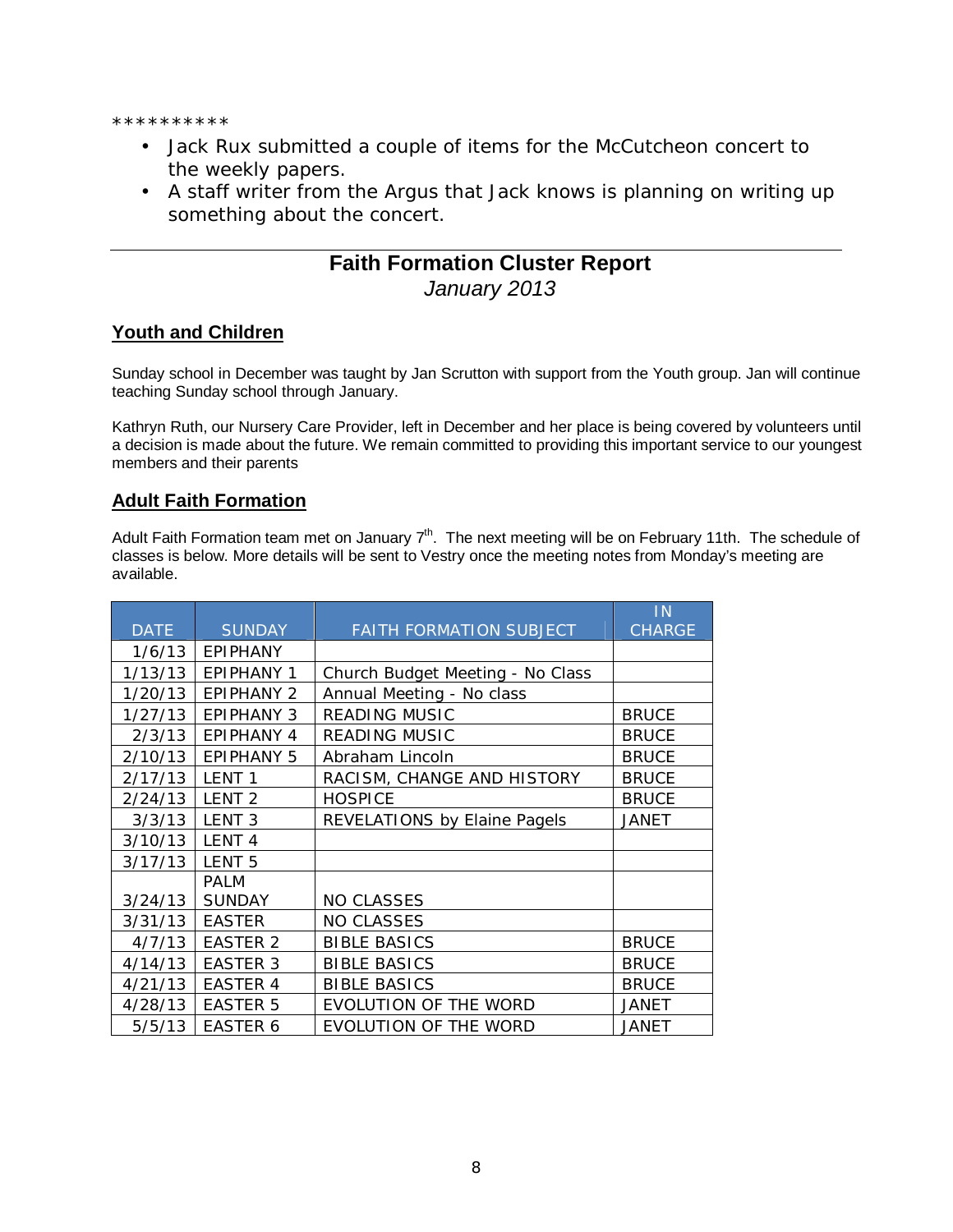**********

- Jack Rux submitted a couple of items for the McCutcheon concert to the weekly papers.
- A staff writer from the Argus that Jack knows is planning on writing up something about the concert.

---

## Faith Formation Cluster Report

*January 2013*

### Youth and Children

Sunday school in December was taught by Jan Scrutton with support from the Youth group. Jan will continue teaching Sunday school through January.

Kathryn Ruth, our Nursery Care Provider, left in December and her place is being covered by volunteers until a decision is made about the future. We remain committed to providing this important service to our youngest members and their parents

### Adult Faith Formation

Adult Faith Formation team met on January 7th. The next meeting will be on February 11th. The schedule of classes is below. More details will be sent to Vestry once the meeting notes from Monday's meeting are available.

| DATE | SUNDAY | FAITH FORMATION SUBJECT | IN CHARGE |
|---|---|---|---|
| 1/6/13 | EPIPHANY | | |
| 1/13/13 | EPIPHANY 1 | Church Budget Meeting - No Class | |
| 1/20/13 | EPIPHANY 2 | Annual Meeting - No class | |
| 1/27/13 | EPIPHANY 3 | READING MUSIC | BRUCE |
| 2/3/13 | EPIPHANY 4 | READING MUSIC | BRUCE |
| 2/10/13 | EPIPHANY 5 | Abraham Lincoln | BRUCE |
| 2/17/13 | LENT 1 | RACISM, CHANGE AND HISTORY | BRUCE |
| 2/24/13 | LENT 2 | HOSPICE | BRUCE |
| 3/3/13 | LENT 3 | REVELATIONS by Elaine Pagels | JANET |
| 3/10/13 | LENT 4 | | |
| 3/17/13 | LENT 5 | | |
| 3/24/13 | PALM SUNDAY | NO CLASSES | |
| 3/31/13 | EASTER | NO CLASSES | |
| 4/7/13 | EASTER 2 | BIBLE BASICS | BRUCE |
| 4/14/13 | EASTER 3 | BIBLE BASICS | BRUCE |
| 4/21/13 | EASTER 4 | BIBLE BASICS | BRUCE |
| 4/28/13 | EASTER 5 | EVOLUTION OF THE WORD | JANET |
| 5/5/13 | EASTER 6 | EVOLUTION OF THE WORD | JANET |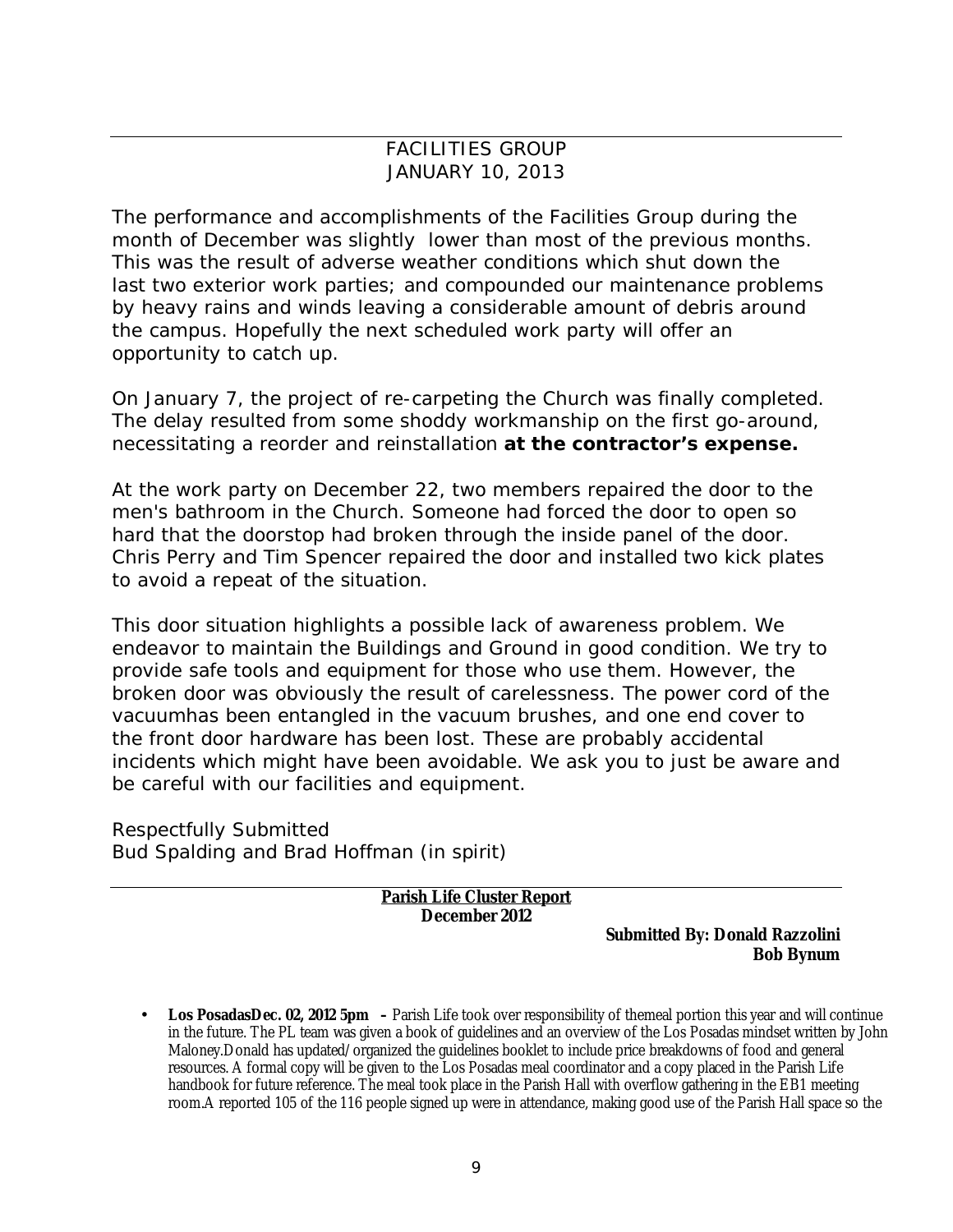## FACILITIES GROUP
## JANUARY 10, 2013

The performance and accomplishments of the Facilities Group during the month of December was slightly lower than most of the previous months. This was the result of adverse weather conditions which shut down the last two exterior work parties; and compounded our maintenance problems by heavy rains and winds leaving a considerable amount of debris around the campus. Hopefully the next scheduled work party will offer an opportunity to catch up.

On January 7, the project of re-carpeting the Church was finally completed. The delay resulted from some shoddy workmanship on the first go-around, necessitating a reorder and reinstallation **at the contractor's expense.**

At the work party on December 22, two members repaired the door to the men's bathroom in the Church. Someone had forced the door to open so hard that the doorstop had broken through the inside panel of the door. Chris Perry and Tim Spencer repaired the door and installed two kick plates to avoid a repeat of the situation.

This door situation highlights a possible lack of awareness problem. We endeavor to maintain the Buildings and Ground in good condition. We try to provide safe tools and equipment for those who use them. However, the broken door was obviously the result of carelessness. The power cord of the vacuumhas been entangled in the vacuum brushes, and one end cover to the front door hardware has been lost. These are probably accidental incidents which might have been avoidable. We ask you to just be aware and be careful with our facilities and equipment.

Respectfully Submitted
Bud Spalding and Brad Hoffman (in spirit)

---

## Parish Life Cluster Report
### December 2012

**Submitted By: Donald Razzolini**
**Bob Bynum**

- **Los PosadasDec. 02, 2012 5pm –** Parish Life took over responsibility of themeal portion this year and will continue in the future. The PL team was given a book of guidelines and an overview of the Los Posadas mindset written by John Maloney.Donald has updated/organized the guidelines booklet to include price breakdowns of food and general resources. A formal copy will be given to the Los Posadas meal coordinator and a copy placed in the Parish Life handbook for future reference. The meal took place in the Parish Hall with overflow gathering in the EB1 meeting room.A reported 105 of the 116 people signed up were in attendance, making good use of the Parish Hall space so the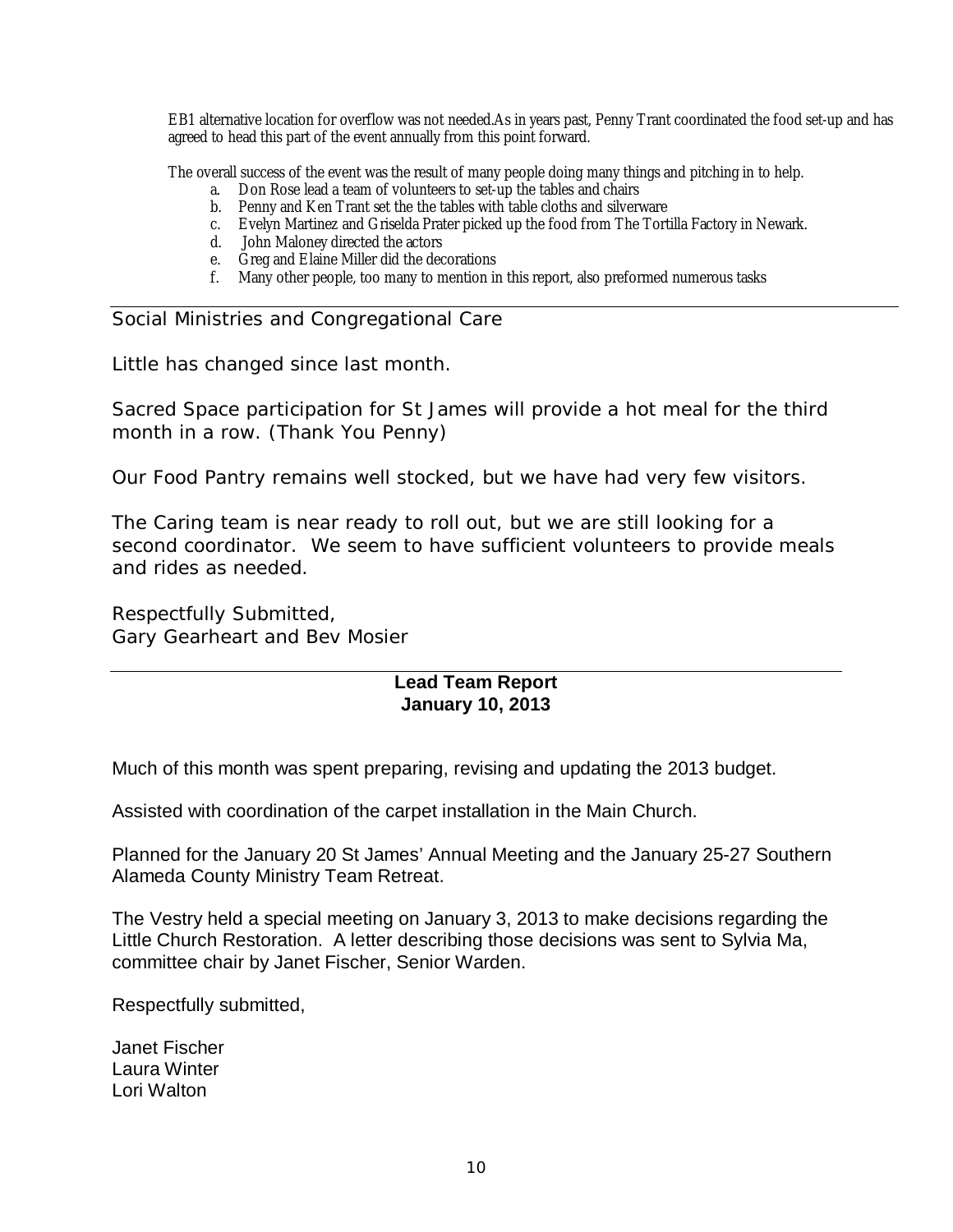EB1 alternative location for overflow was not needed.As in years past, Penny Trant coordinated the food set-up and has agreed to head this part of the event annually from this point forward.

The overall success of the event was the result of many people doing many things and pitching in to help.

a. Don Rose lead a team of volunteers to set-up the tables and chairs
b. Penny and Ken Trant set the the tables with table cloths and silverware
c. Evelyn Martinez and Griselda Prater picked up the food from The Tortilla Factory in Newark.
d. John Maloney directed the actors
e. Greg and Elaine Miller did the decorations
f. Many other people, too many to mention in this report, also preformed numerous tasks

---

## Social Ministries and Congregational Care

Little has changed since last month.

Sacred Space participation for St James will provide a hot meal for the third month in a row. (Thank You Penny)

Our Food Pantry remains well stocked, but we have had very few visitors.

The Caring team is near ready to roll out, but we are still looking for a second coordinator. We seem to have sufficient volunteers to provide meals and rides as needed.

Respectfully Submitted,
Gary Gearheart and Bev Mosier

---

## Lead Team Report
**January 10, 2013**

Much of this month was spent preparing, revising and updating the 2013 budget.

Assisted with coordination of the carpet installation in the Main Church.

Planned for the January 20 St James' Annual Meeting and the January 25-27 Southern Alameda County Ministry Team Retreat.

The Vestry held a special meeting on January 3, 2013 to make decisions regarding the Little Church Restoration. A letter describing those decisions was sent to Sylvia Ma, committee chair by Janet Fischer, Senior Warden.

Respectfully submitted,

Janet Fischer
Laura Winter
Lori Walton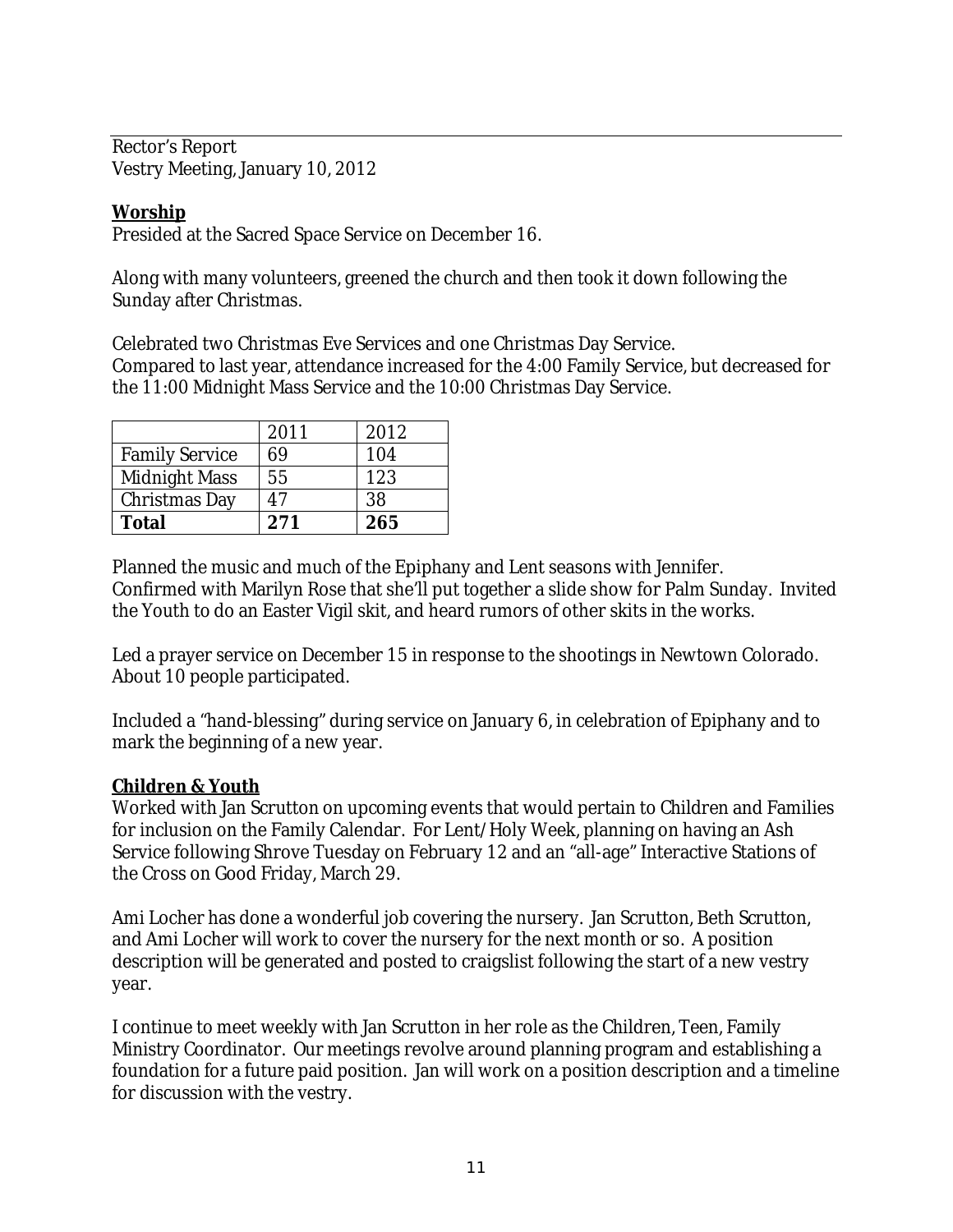Rector's Report
Vestry Meeting, January 10, 2012

**Worship**

Presided at the Sacred Space Service on December 16.

Along with many volunteers, greened the church and then took it down following the Sunday after Christmas.

Celebrated two Christmas Eve Services and one Christmas Day Service.
Compared to last year, attendance increased for the 4:00 Family Service, but decreased for the 11:00 Midnight Mass Service and the 10:00 Christmas Day Service.

| | 2011 | 2012 |
|---|---|---|
| Family Service | 69 | 104 |
| Midnight Mass | 55 | 123 |
| Christmas Day | 47 | 38 |
| **Total** | **271** | **265** |

Planned the music and much of the Epiphany and Lent seasons with Jennifer.
Confirmed with Marilyn Rose that she'll put together a slide show for Palm Sunday. Invited the Youth to do an Easter Vigil skit, and heard rumors of other skits in the works.

Led a prayer service on December 15 in response to the shootings in Newtown Colorado. About 10 people participated.

Included a "hand-blessing" during service on January 6, in celebration of Epiphany and to mark the beginning of a new year.

**Children & Youth**

Worked with Jan Scrutton on upcoming events that would pertain to Children and Families for inclusion on the Family Calendar. For Lent/Holy Week, planning on having an Ash Service following Shrove Tuesday on February 12 and an "all-age" Interactive Stations of the Cross on Good Friday, March 29.

Ami Locher has done a wonderful job covering the nursery. Jan Scrutton, Beth Scrutton, and Ami Locher will work to cover the nursery for the next month or so. A position description will be generated and posted to craigslist following the start of a new vestry year.

I continue to meet weekly with Jan Scrutton in her role as the Children, Teen, Family Ministry Coordinator. Our meetings revolve around planning program and establishing a foundation for a future paid position. Jan will work on a position description and a timeline for discussion with the vestry.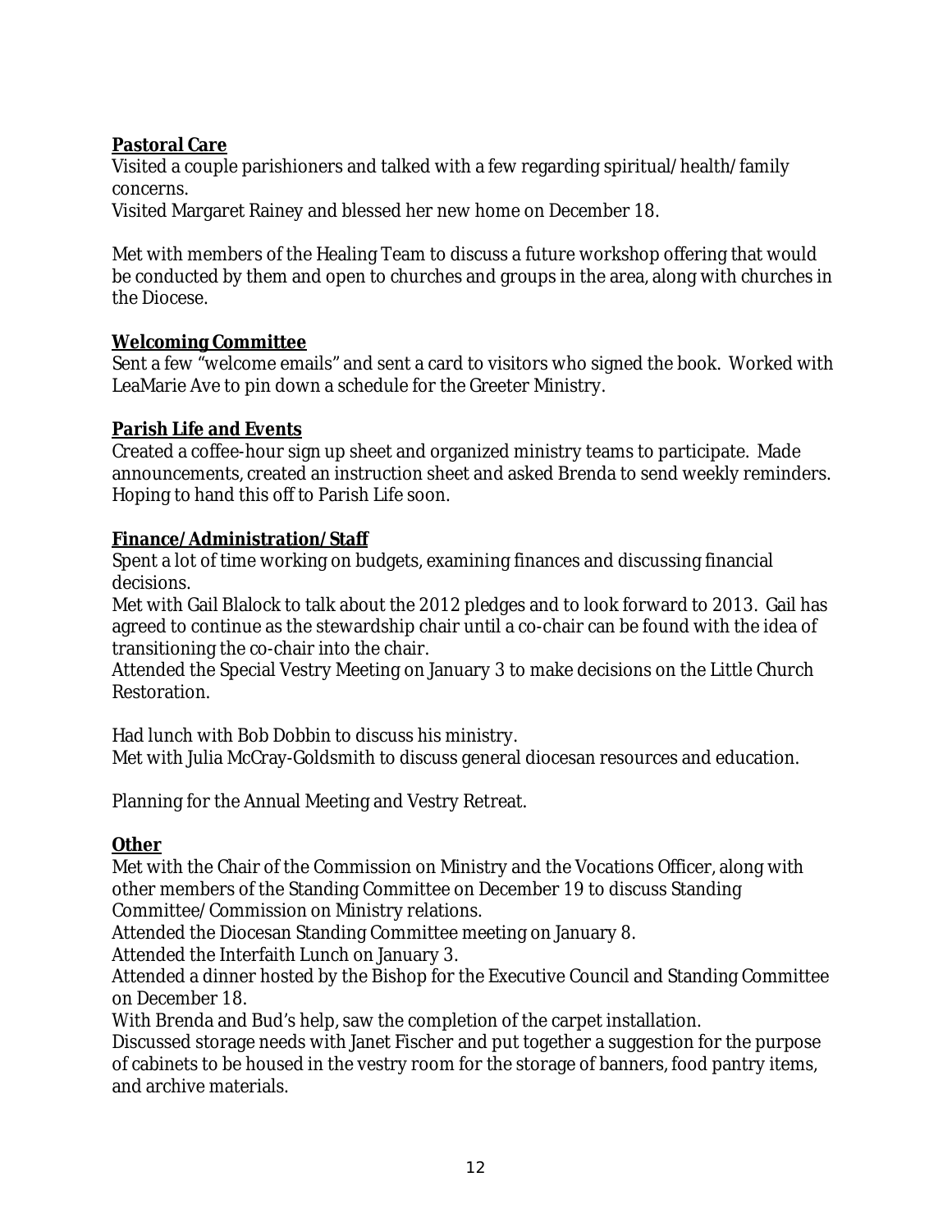**Pastoral Care**

Visited a couple parishioners and talked with a few regarding spiritual/health/family concerns.
Visited Margaret Rainey and blessed her new home on December 18.

Met with members of the Healing Team to discuss a future workshop offering that would be conducted by them and open to churches and groups in the area, along with churches in the Diocese.

**Welcoming Committee**

Sent a few "welcome emails" and sent a card to visitors who signed the book. Worked with LeaMarie Ave to pin down a schedule for the Greeter Ministry.

**Parish Life and Events**

Created a coffee-hour sign up sheet and organized ministry teams to participate. Made announcements, created an instruction sheet and asked Brenda to send weekly reminders. Hoping to hand this off to Parish Life soon.

**Finance/Administration/Staff**

Spent a lot of time working on budgets, examining finances and discussing financial decisions.
Met with Gail Blalock to talk about the 2012 pledges and to look forward to 2013. Gail has agreed to continue as the stewardship chair until a co-chair can be found with the idea of transitioning the co-chair into the chair.
Attended the Special Vestry Meeting on January 3 to make decisions on the Little Church Restoration.

Had lunch with Bob Dobbin to discuss his ministry.
Met with Julia McCray-Goldsmith to discuss general diocesan resources and education.

Planning for the Annual Meeting and Vestry Retreat.

**Other**

Met with the Chair of the Commission on Ministry and the Vocations Officer, along with other members of the Standing Committee on December 19 to discuss Standing Committee/Commission on Ministry relations.
Attended the Diocesan Standing Committee meeting on January 8.
Attended the Interfaith Lunch on January 3.
Attended a dinner hosted by the Bishop for the Executive Council and Standing Committee on December 18.
With Brenda and Bud's help, saw the completion of the carpet installation.
Discussed storage needs with Janet Fischer and put together a suggestion for the purpose of cabinets to be housed in the vestry room for the storage of banners, food pantry items, and archive materials.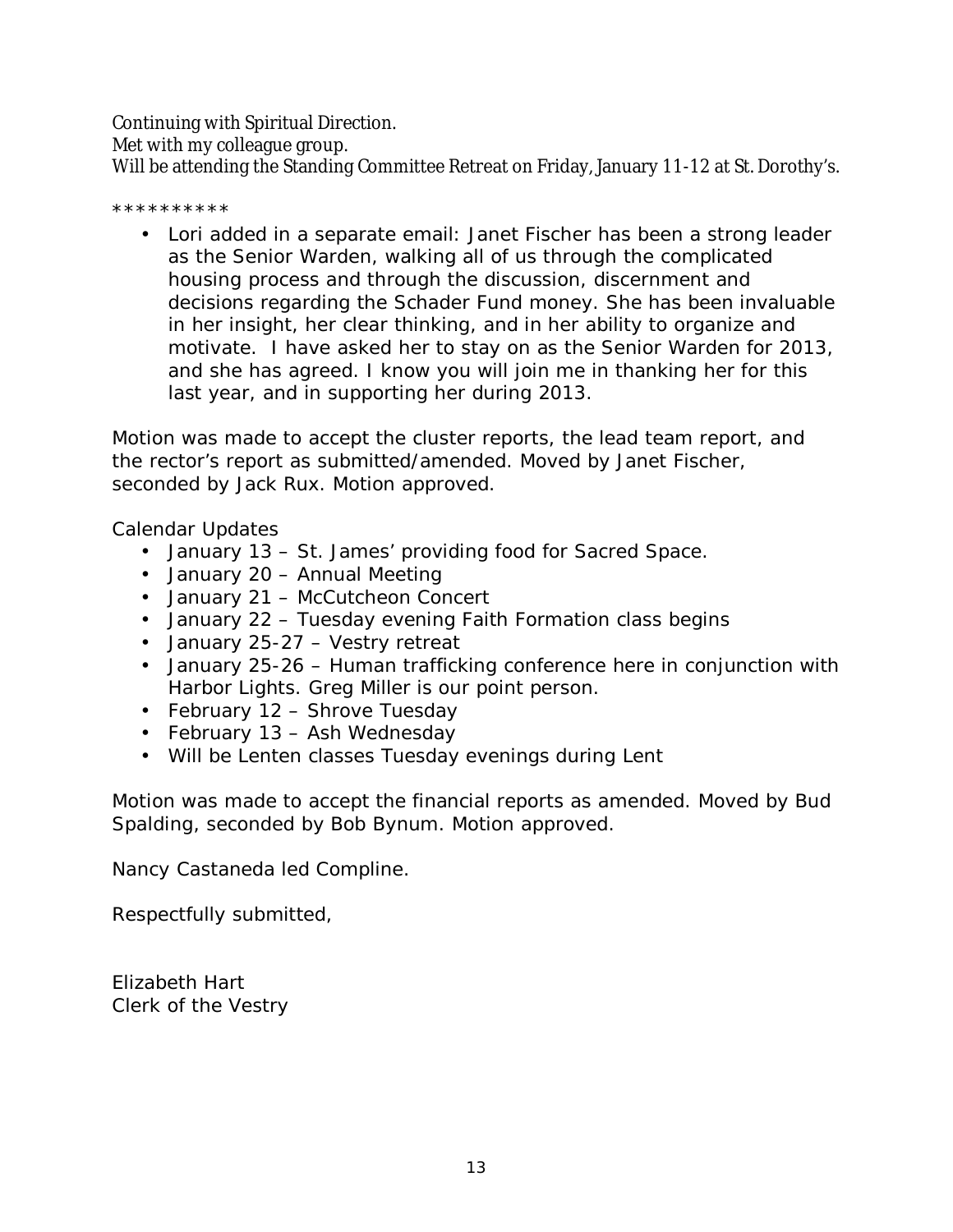Continuing with Spiritual Direction.
Met with my colleague group.
Will be attending the Standing Committee Retreat on Friday, January 11-12 at St. Dorothy's.

**********

- Lori added in a separate email: Janet Fischer has been a strong leader as the Senior Warden, walking all of us through the complicated housing process and through the discussion, discernment and decisions regarding the Schader Fund money. She has been invaluable in her insight, her clear thinking, and in her ability to organize and motivate.  I have asked her to stay on as the Senior Warden for 2013, and she has agreed. I know you will join me in thanking her for this last year, and in supporting her during 2013.

Motion was made to accept the cluster reports, the lead team report, and the rector's report as submitted/amended. Moved by Janet Fischer, seconded by Jack Rux. Motion approved.

Calendar Updates

- January 13 – St. James' providing food for Sacred Space.
- January 20 – Annual Meeting
- January 21 – McCutcheon Concert
- January 22 – Tuesday evening Faith Formation class begins
- January 25-27 – Vestry retreat
- January 25-26 – Human trafficking conference here in conjunction with Harbor Lights. Greg Miller is our point person.
- February 12 – Shrove Tuesday
- February 13 – Ash Wednesday
- Will be Lenten classes Tuesday evenings during Lent

Motion was made to accept the financial reports as amended. Moved by Bud Spalding, seconded by Bob Bynum. Motion approved.

Nancy Castaneda led Compline.

Respectfully submitted,

Elizabeth Hart
Clerk of the Vestry